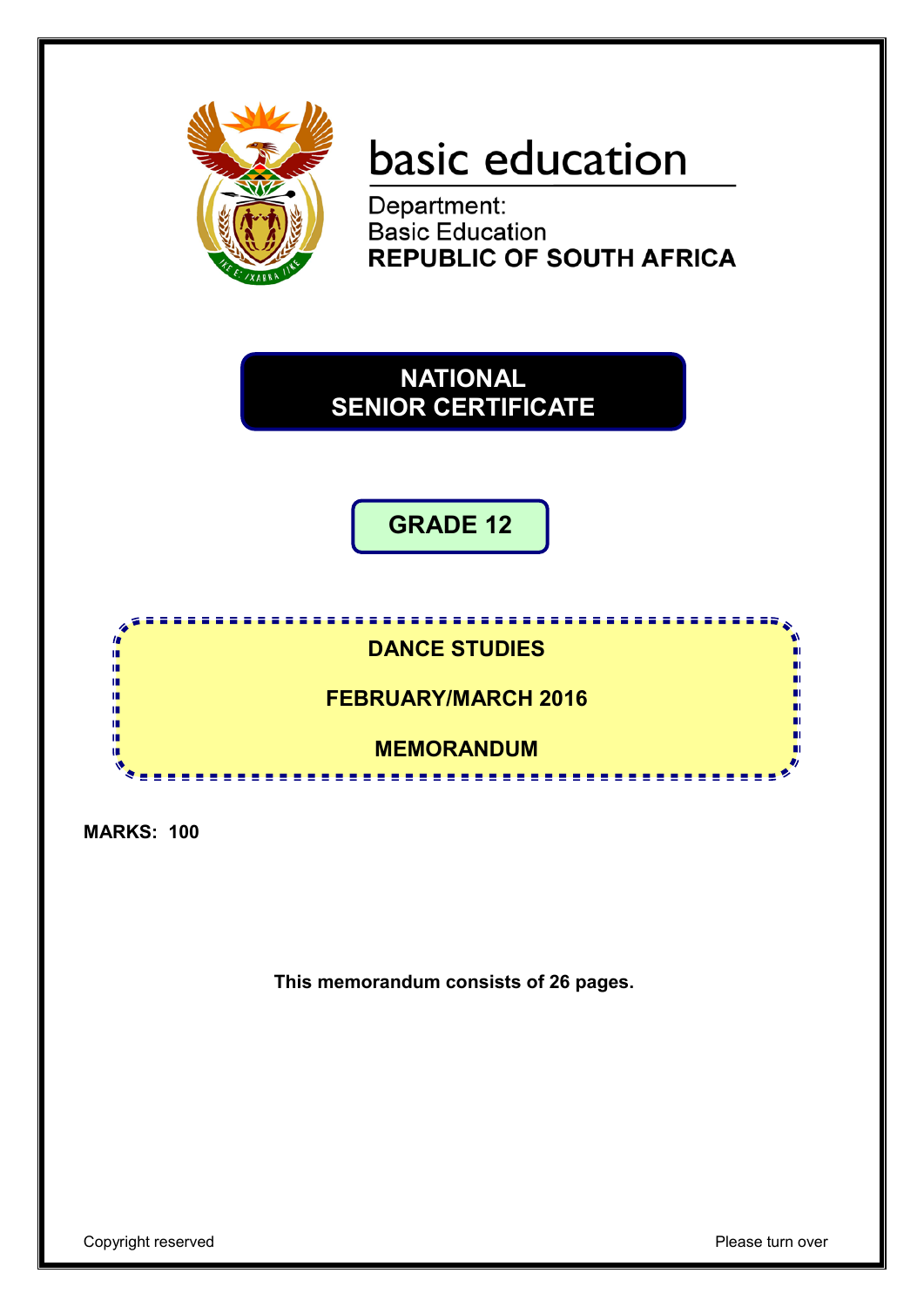basic education

Department:
Basic Education
**REPUBLIC OF SOUTH AFRICA**

# NATIONAL SENIOR CERTIFICATE

## GRADE 12

## DANCE STUDIES

## FEBRUARY/MARCH 2016

## MEMORANDUM

**MARKS: 100**

**This memorandum consists of 26 pages.**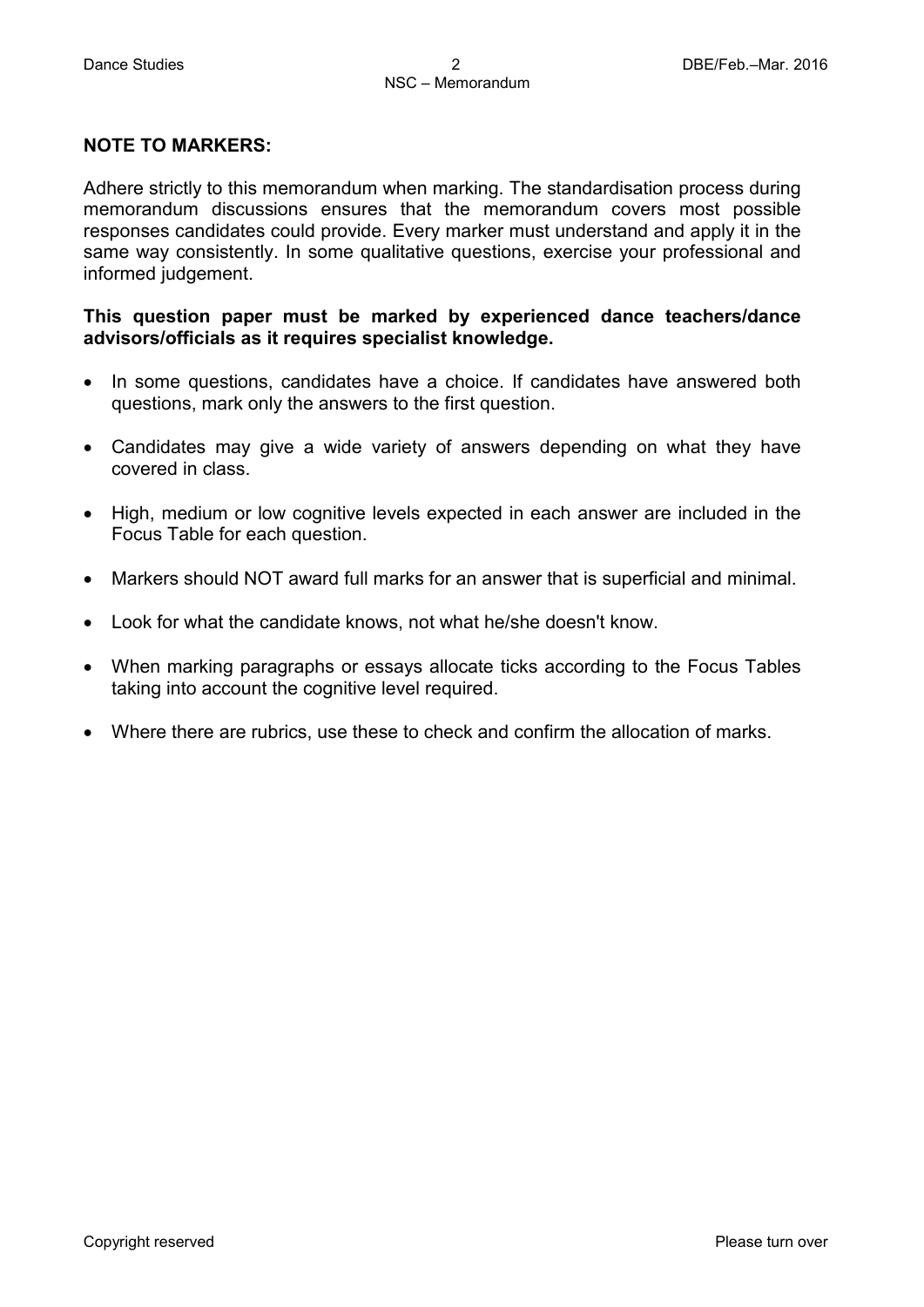**NOTE TO MARKERS:**

Adhere strictly to this memorandum when marking. The standardisation process during memorandum discussions ensures that the memorandum covers most possible responses candidates could provide. Every marker must understand and apply it in the same way consistently. In some qualitative questions, exercise your professional and informed judgement.

**This question paper must be marked by experienced dance teachers/dance advisors/officials as it requires specialist knowledge.**

- In some questions, candidates have a choice. If candidates have answered both questions, mark only the answers to the first question.
- Candidates may give a wide variety of answers depending on what they have covered in class.
- High, medium or low cognitive levels expected in each answer are included in the Focus Table for each question.
- Markers should NOT award full marks for an answer that is superficial and minimal.
- Look for what the candidate knows, not what he/she doesn't know.
- When marking paragraphs or essays allocate ticks according to the Focus Tables taking into account the cognitive level required.
- Where there are rubrics, use these to check and confirm the allocation of marks.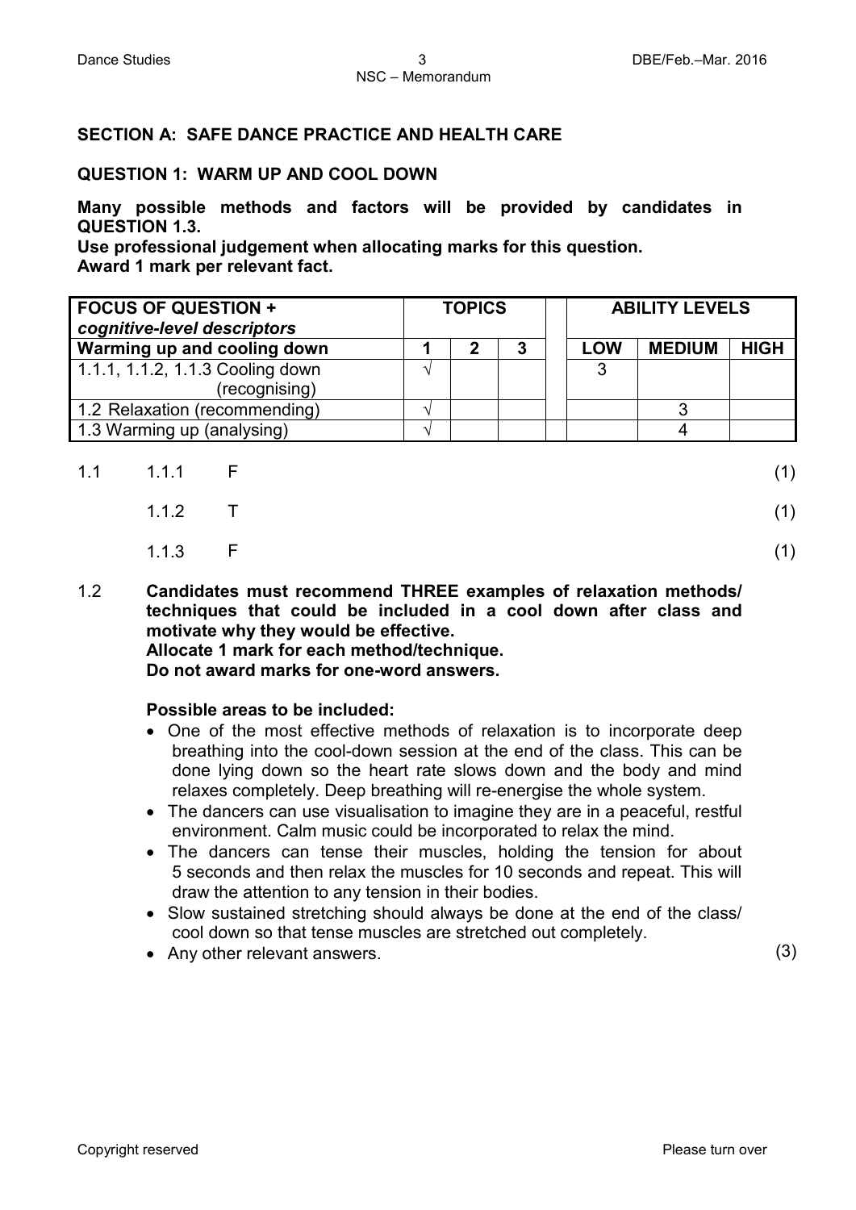## SECTION A: SAFE DANCE PRACTICE AND HEALTH CARE

### QUESTION 1: WARM UP AND COOL DOWN

**Many possible methods and factors will be provided by candidates in QUESTION 1.3.**
**Use professional judgement when allocating marks for this question.**
**Award 1 mark per relevant fact.**

| **FOCUS OF QUESTION +** ***cognitive-level descriptors*** | **TOPICS** | | | | **ABILITY LEVELS** | | |
|---|---|---|---|---|---|---|---|
| **Warming up and cooling down** | **1** | **2** | **3** | | **LOW** | **MEDIUM** | **HIGH** |
| 1.1.1, 1.1.2, 1.1.3 Cooling down (recognising) | √ | | | | 3 | | |
| 1.2 Relaxation (recommending) | √ | | | | | 3 | |
| 1.3 Warming up (analysing) | √ | | | | | 4 | |

1.1 1.1.1 F (1)

1.1.2 T (1)

1.1.3 F (1)

1.2 **Candidates must recommend THREE examples of relaxation methods/ techniques that could be included in a cool down after class and motivate why they would be effective.**
**Allocate 1 mark for each method/technique.**
**Do not award marks for one-word answers.**

**Possible areas to be included:**

- One of the most effective methods of relaxation is to incorporate deep breathing into the cool-down session at the end of the class. This can be done lying down so the heart rate slows down and the body and mind relaxes completely. Deep breathing will re-energise the whole system.
- The dancers can use visualisation to imagine they are in a peaceful, restful environment. Calm music could be incorporated to relax the mind.
- The dancers can tense their muscles, holding the tension for about 5 seconds and then relax the muscles for 10 seconds and repeat. This will draw the attention to any tension in their bodies.
- Slow sustained stretching should always be done at the end of the class/ cool down so that tense muscles are stretched out completely.
- Any other relevant answers. (3)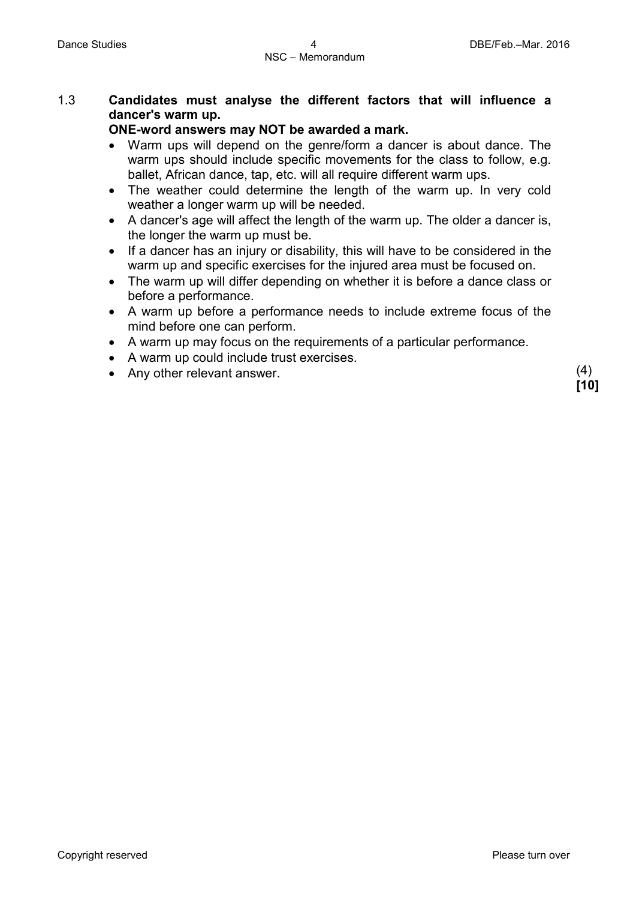1.3 **Candidates must analyse the different factors that will influence a dancer's warm up.**
**ONE-word answers may NOT be awarded a mark.**

- Warm ups will depend on the genre/form a dancer is about dance. The warm ups should include specific movements for the class to follow, e.g. ballet, African dance, tap, etc. will all require different warm ups.
- The weather could determine the length of the warm up. In very cold weather a longer warm up will be needed.
- A dancer's age will affect the length of the warm up. The older a dancer is, the longer the warm up must be.
- If a dancer has an injury or disability, this will have to be considered in the warm up and specific exercises for the injured area must be focused on.
- The warm up will differ depending on whether it is before a dance class or before a performance.
- A warm up before a performance needs to include extreme focus of the mind before one can perform.
- A warm up may focus on the requirements of a particular performance.
- A warm up could include trust exercises.
- Any other relevant answer.

(4)
**[10]**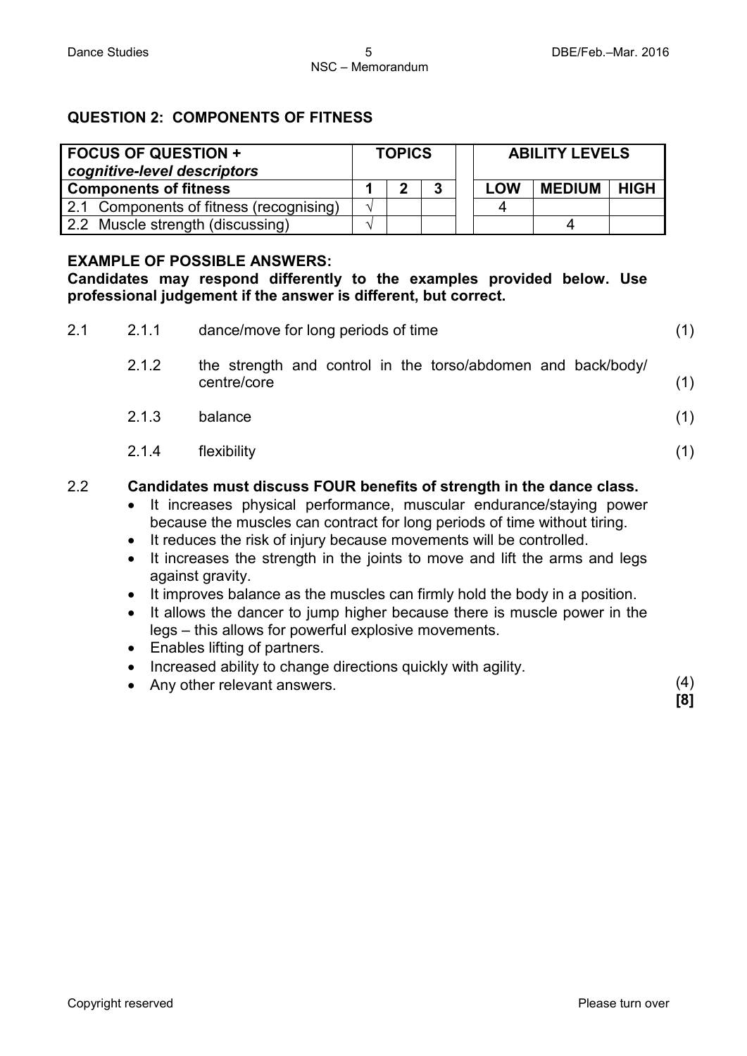## QUESTION 2: COMPONENTS OF FITNESS

| **FOCUS OF QUESTION +** *cognitive-level descriptors* | **TOPICS** | | | | **ABILITY LEVELS** | | |
|---|---|---|---|---|---|---|---|
| **Components of fitness** | **1** | **2** | **3** | | **LOW** | **MEDIUM** | **HIGH** |
| 2.1 Components of fitness (recognising) | √ | | | | 4 | | |
| 2.2 Muscle strength (discussing) | √ | | | | | 4 | |

**EXAMPLE OF POSSIBLE ANSWERS:**
**Candidates may respond differently to the examples provided below. Use professional judgement if the answer is different, but correct.**

2.1
- 2.1.1 dance/move for long periods of time (1)
- 2.1.2 the strength and control in the torso/abdomen and back/body/ centre/core (1)
- 2.1.3 balance (1)
- 2.1.4 flexibility (1)

2.2 **Candidates must discuss FOUR benefits of strength in the dance class.**

- It increases physical performance, muscular endurance/staying power because the muscles can contract for long periods of time without tiring.
- It reduces the risk of injury because movements will be controlled.
- It increases the strength in the joints to move and lift the arms and legs against gravity.
- It improves balance as the muscles can firmly hold the body in a position.
- It allows the dancer to jump higher because there is muscle power in the legs – this allows for powerful explosive movements.
- Enables lifting of partners.
- Increased ability to change directions quickly with agility.
- Any other relevant answers. (4)

**[8]**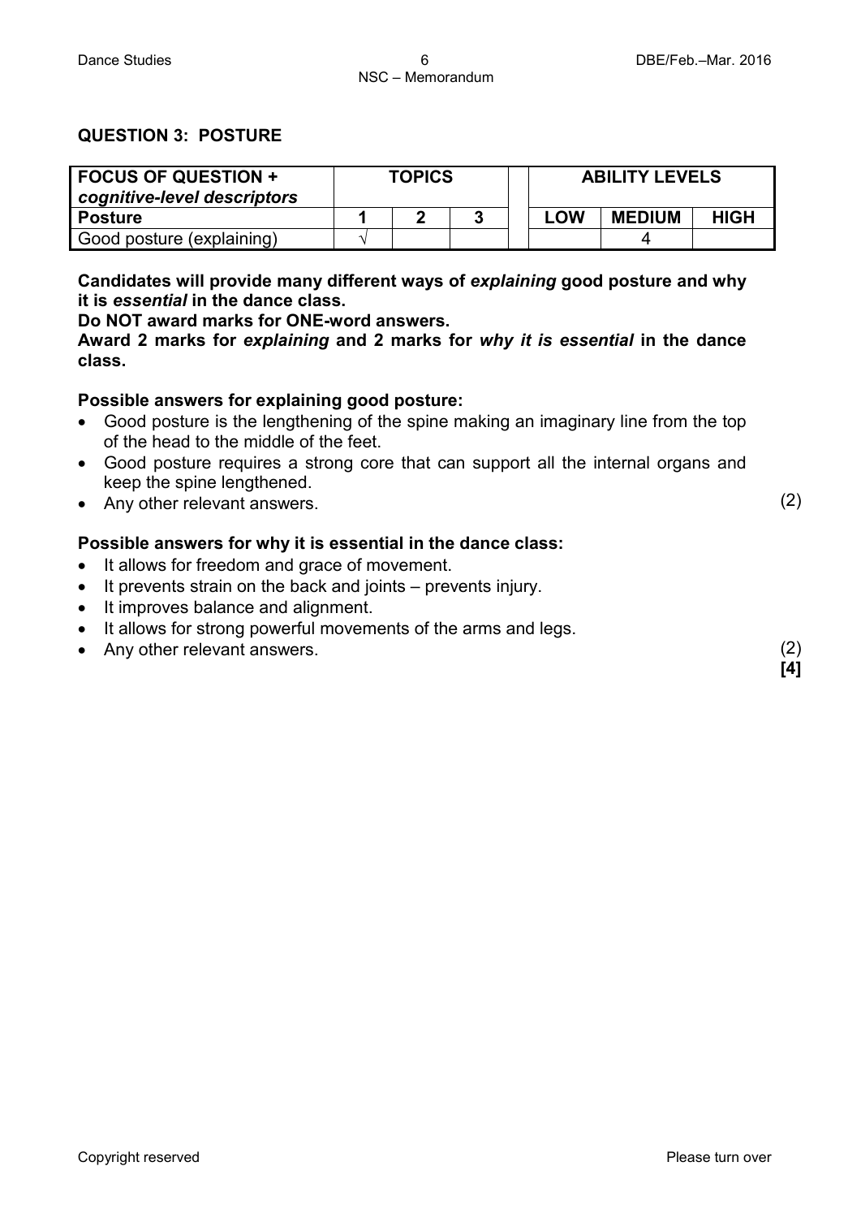## QUESTION 3: POSTURE

| **FOCUS OF QUESTION +** *cognitive-level descriptors* | **TOPICS** | | | | **ABILITY LEVELS** | | |
|---|---|---|---|---|---|---|---|
| **Posture** | **1** | **2** | **3** | | **LOW** | **MEDIUM** | **HIGH** |
| Good posture (explaining) | √ | | | | | 4 | |

**Candidates will provide many different ways of *explaining* good posture and why it is *essential* in the dance class.**
**Do NOT award marks for ONE-word answers.**
**Award 2 marks for *explaining* and 2 marks for *why it is essential* in the dance class.**

**Possible answers for explaining good posture:**

- Good posture is the lengthening of the spine making an imaginary line from the top of the head to the middle of the feet.
- Good posture requires a strong core that can support all the internal organs and keep the spine lengthened.
- Any other relevant answers. (2)

**Possible answers for why it is essential in the dance class:**

- It allows for freedom and grace of movement.
- It prevents strain on the back and joints – prevents injury.
- It improves balance and alignment.
- It allows for strong powerful movements of the arms and legs.
- Any other relevant answers. (2)

**[4]**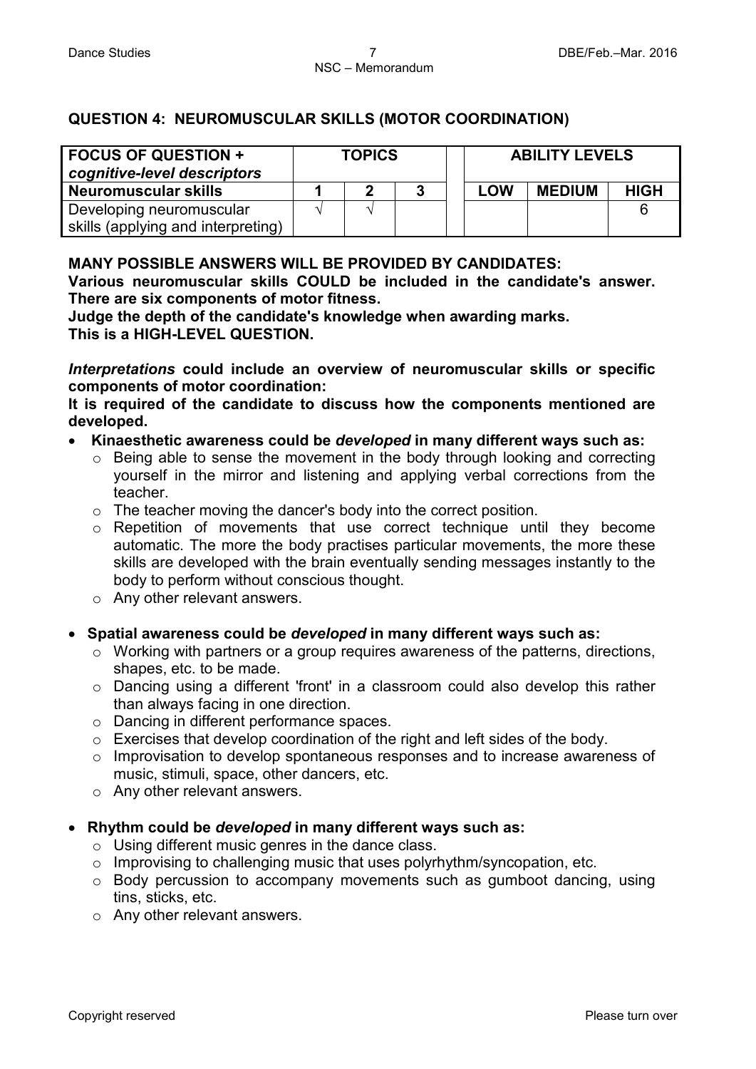## QUESTION 4: NEUROMUSCULAR SKILLS (MOTOR COORDINATION)

| FOCUS OF QUESTION + *cognitive-level descriptors* | TOPICS | | | | ABILITY LEVELS | | |
|---|---|---|---|---|---|---|---|
| **Neuromuscular skills** | **1** | **2** | **3** | | **LOW** | **MEDIUM** | **HIGH** |
| Developing neuromuscular skills (applying and interpreting) | √ | √ | | | | | 6 |

**MANY POSSIBLE ANSWERS WILL BE PROVIDED BY CANDIDATES:**
**Various neuromuscular skills COULD be included in the candidate's answer. There are six components of motor fitness.**
**Judge the depth of the candidate's knowledge when awarding marks.**
**This is a HIGH-LEVEL QUESTION.**

***Interpretations*** **could include an overview of neuromuscular skills or specific components of motor coordination:**
**It is required of the candidate to discuss how the components mentioned are developed.**

- **Kinaesthetic awareness could be *developed* in many different ways such as:**
  - Being able to sense the movement in the body through looking and correcting yourself in the mirror and listening and applying verbal corrections from the teacher.
  - The teacher moving the dancer's body into the correct position.
  - Repetition of movements that use correct technique until they become automatic. The more the body practises particular movements, the more these skills are developed with the brain eventually sending messages instantly to the body to perform without conscious thought.
  - Any other relevant answers.

- **Spatial awareness could be *developed* in many different ways such as:**
  - Working with partners or a group requires awareness of the patterns, directions, shapes, etc. to be made.
  - Dancing using a different 'front' in a classroom could also develop this rather than always facing in one direction.
  - Dancing in different performance spaces.
  - Exercises that develop coordination of the right and left sides of the body.
  - Improvisation to develop spontaneous responses and to increase awareness of music, stimuli, space, other dancers, etc.
  - Any other relevant answers.

- **Rhythm could be *developed* in many different ways such as:**
  - Using different music genres in the dance class.
  - Improvising to challenging music that uses polyrhythm/syncopation, etc.
  - Body percussion to accompany movements such as gumboot dancing, using tins, sticks, etc.
  - Any other relevant answers.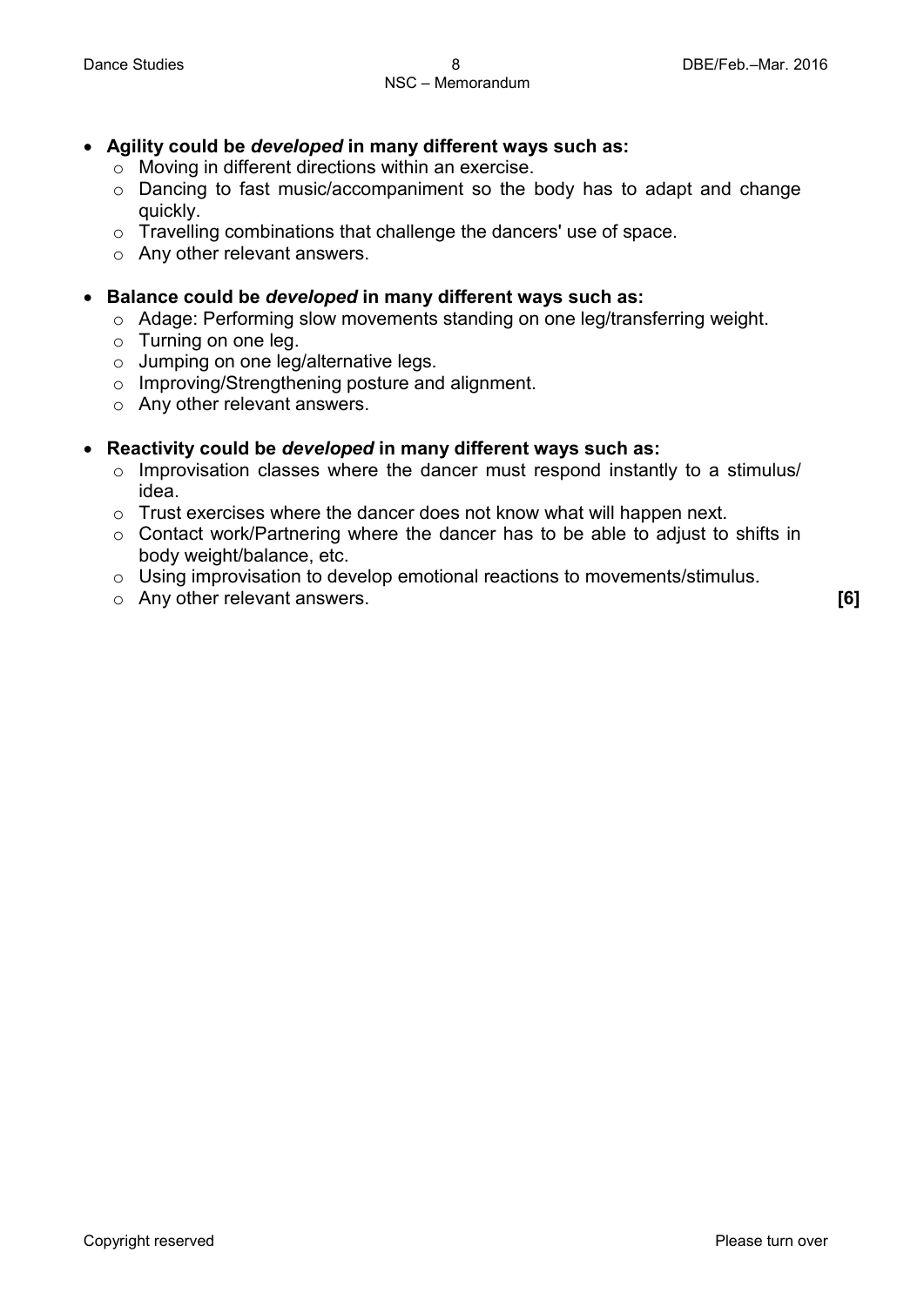- **Agility could be *developed* in many different ways such as:**
  - Moving in different directions within an exercise.
  - Dancing to fast music/accompaniment so the body has to adapt and change quickly.
  - Travelling combinations that challenge the dancers' use of space.
  - Any other relevant answers.

- **Balance could be *developed* in many different ways such as:**
  - Adage: Performing slow movements standing on one leg/transferring weight.
  - Turning on one leg.
  - Jumping on one leg/alternative legs.
  - Improving/Strengthening posture and alignment.
  - Any other relevant answers.

- **Reactivity could be *developed* in many different ways such as:**
  - Improvisation classes where the dancer must respond instantly to a stimulus/ idea.
  - Trust exercises where the dancer does not know what will happen next.
  - Contact work/Partnering where the dancer has to be able to adjust to shifts in body weight/balance, etc.
  - Using improvisation to develop emotional reactions to movements/stimulus.
  - Any other relevant answers. **[6]**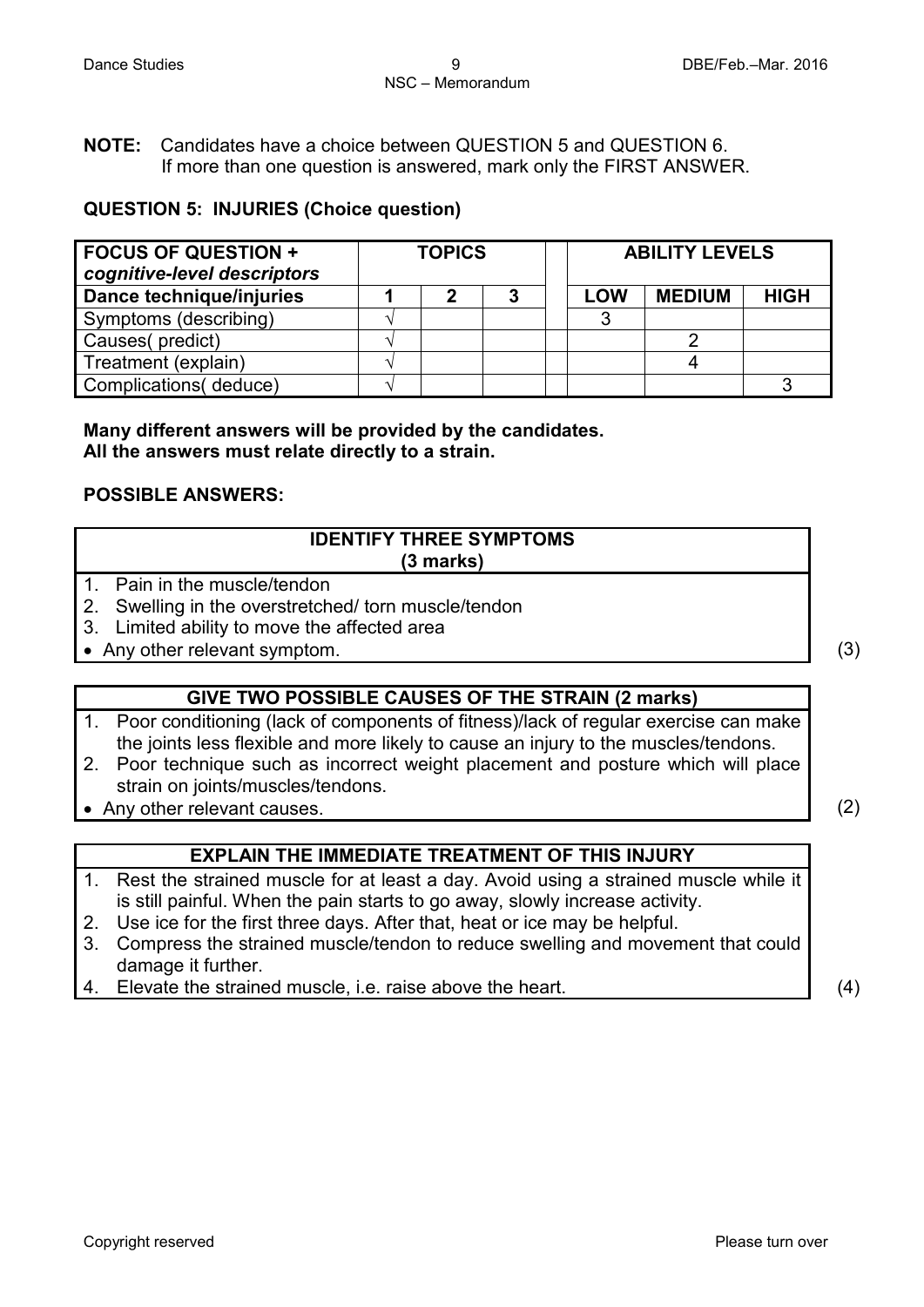**NOTE:** Candidates have a choice between QUESTION 5 and QUESTION 6. If more than one question is answered, mark only the FIRST ANSWER.

## QUESTION 5: INJURIES (Choice question)

| FOCUS OF QUESTION + *cognitive-level descriptors* | TOPICS | | | | ABILITY LEVELS | | |
|---|---|---|---|---|---|---|---|
| **Dance technique/injuries** | **1** | **2** | **3** | | **LOW** | **MEDIUM** | **HIGH** |
| Symptoms (describing) | √ | | | | 3 | | |
| Causes( predict) | √ | | | | | 2 | |
| Treatment (explain) | √ | | | | | 4 | |
| Complications( deduce) | √ | | | | | | 3 |

**Many different answers will be provided by the candidates.**
**All the answers must relate directly to a strain.**

**POSSIBLE ANSWERS:**

| IDENTIFY THREE SYMPTOMS (3 marks) |
|---|
| 1. Pain in the muscle/tendon<br>2. Swelling in the overstretched/ torn muscle/tendon<br>3. Limited ability to move the affected area<br>• Any other relevant symptom. |

(3)

| GIVE TWO POSSIBLE CAUSES OF THE STRAIN (2 marks) |
|---|
| 1. Poor conditioning (lack of components of fitness)/lack of regular exercise can make the joints less flexible and more likely to cause an injury to the muscles/tendons.<br>2. Poor technique such as incorrect weight placement and posture which will place strain on joints/muscles/tendons.<br>• Any other relevant causes. |

(2)

| EXPLAIN THE IMMEDIATE TREATMENT OF THIS INJURY |
|---|
| 1. Rest the strained muscle for at least a day. Avoid using a strained muscle while it is still painful. When the pain starts to go away, slowly increase activity.<br>2. Use ice for the first three days. After that, heat or ice may be helpful.<br>3. Compress the strained muscle/tendon to reduce swelling and movement that could damage it further.<br>4. Elevate the strained muscle, i.e. raise above the heart. |

(4)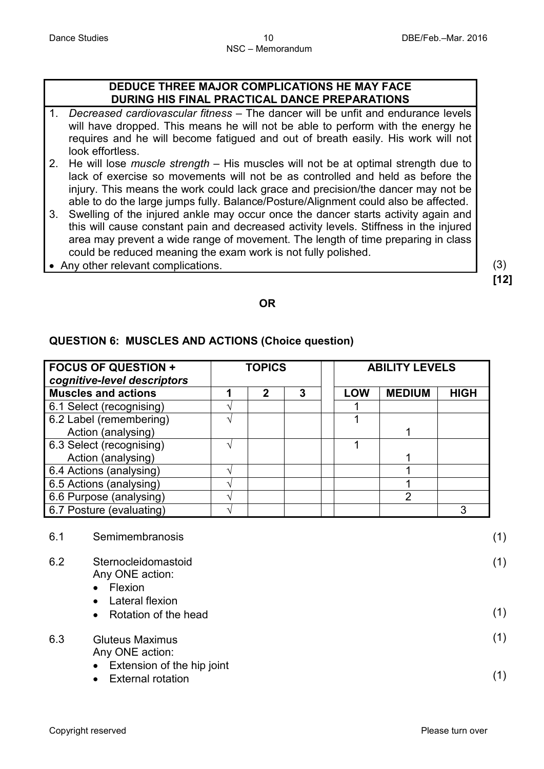| DEDUCE THREE MAJOR COMPLICATIONS HE MAY FACE DURING HIS FINAL PRACTICAL DANCE PREPARATIONS |
|---|
| 1. *Decreased cardiovascular fitness* – The dancer will be unfit and endurance levels will have dropped. This means he will not be able to perform with the energy he requires and he will become fatigued and out of breath easily. His work will not look effortless. |
| 2. He will lose *muscle strength* – His muscles will not be at optimal strength due to lack of exercise so movements will not be as controlled and held as before the injury. This means the work could lack grace and precision/the dancer may not be able to do the large jumps fully. Balance/Posture/Alignment could also be affected. |
| 3. Swelling of the injured ankle may occur once the dancer starts activity again and this will cause constant pain and decreased activity levels. Stiffness in the injured area may prevent a wide range of movement. The length of time preparing in class could be reduced meaning the exam work is not fully polished. |
| • Any other relevant complications. |

(3)
**[12]**

**OR**

## QUESTION 6: MUSCLES AND ACTIONS (Choice question)

| FOCUS OF QUESTION + *cognitive-level descriptors* | TOPICS | | | | ABILITY LEVELS | | |
|---|---|---|---|---|---|---|---|
| **Muscles and actions** | **1** | **2** | **3** | | **LOW** | **MEDIUM** | **HIGH** |
| 6.1 Select (recognising) | √ | | | | 1 | | |
| 6.2 Label (remembering) | √ | | | | 1 | | |
| Action (analysing) | | | | | | 1 | |
| 6.3 Select (recognising) | √ | | | | 1 | | |
| Action (analysing) | | | | | | 1 | |
| 6.4 Actions (analysing) | √ | | | | | 1 | |
| 6.5 Actions (analysing) | √ | | | | | 1 | |
| 6.6 Purpose (analysing) | √ | | | | | 2 | |
| 6.7 Posture (evaluating) | √ | | | | | | 3 |

6.1 Semimembranosis (1)

6.2 Sternocleidomastoid (1)

Any ONE action:

- Flexion
- Lateral flexion
- Rotation of the head (1)

6.3 Gluteus Maximus (1)

Any ONE action:

- Extension of the hip joint
- External rotation (1)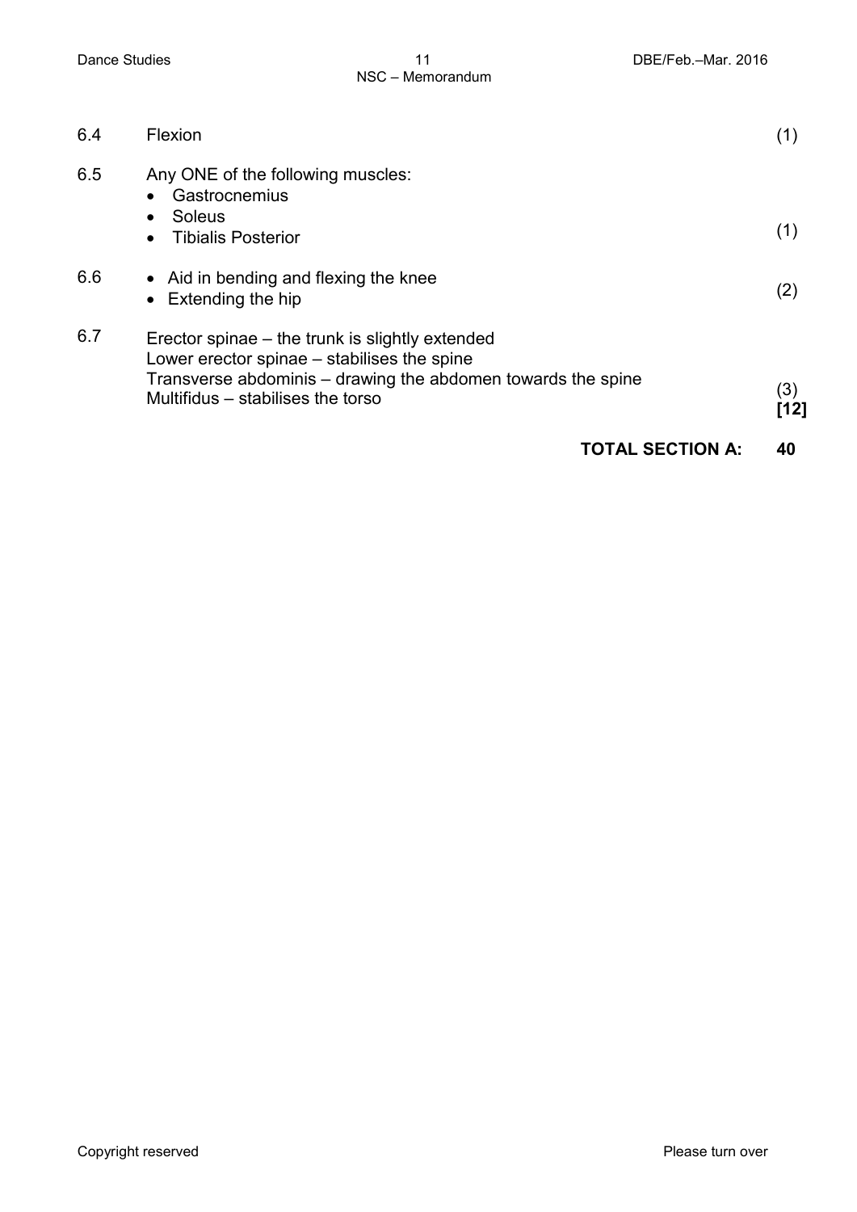| | | |
|---|---|---|
| 6.4 | Flexion | (1) |
| 6.5 | Any ONE of the following muscles:<br>• Gastrocnemius<br>• Soleus<br>• Tibialis Posterior | (1) |
| 6.6 | • Aid in bending and flexing the knee<br>• Extending the hip | (2) |
| 6.7 | Erector spinae – the trunk is slightly extended<br>Lower erector spinae – stabilises the spine<br>Transverse abdominis – drawing the abdomen towards the spine<br>Multifidus – stabilises the torso | (3)<br>**[12]** |

**TOTAL SECTION A: 40**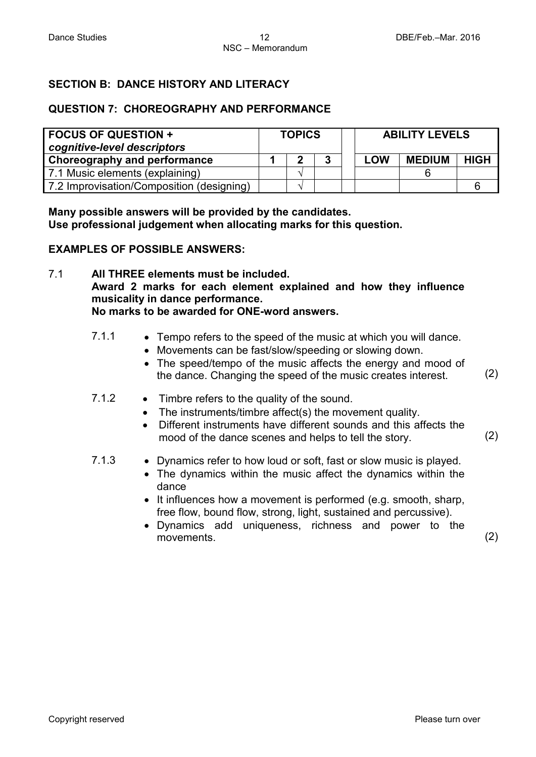## SECTION B: DANCE HISTORY AND LITERACY

## QUESTION 7: CHOREOGRAPHY AND PERFORMANCE

| **FOCUS OF QUESTION +** ***cognitive-level descriptors*** | **TOPICS** | | | | **ABILITY LEVELS** | | |
|---|---|---|---|---|---|---|---|
| **Choreography and performance** | **1** | **2** | **3** | | **LOW** | **MEDIUM** | **HIGH** |
| 7.1 Music elements (explaining) | | √ | | | | 6 | |
| 7.2 Improvisation/Composition (designing) | | √ | | | | | 6 |

**Many possible answers will be provided by the candidates.**
**Use professional judgement when allocating marks for this question.**

**EXAMPLES OF POSSIBLE ANSWERS:**

7.1 **All THREE elements must be included.**
**Award 2 marks for each element explained and how they influence musicality in dance performance.**
**No marks to be awarded for ONE-word answers.**

7.1.1
- Tempo refers to the speed of the music at which you will dance.
- Movements can be fast/slow/speeding or slowing down.
- The speed/tempo of the music affects the energy and mood of the dance. Changing the speed of the music creates interest. (2)

7.1.2
- Timbre refers to the quality of the sound.
- The instruments/timbre affect(s) the movement quality.
- Different instruments have different sounds and this affects the mood of the dance scenes and helps to tell the story. (2)

7.1.3
- Dynamics refer to how loud or soft, fast or slow music is played.
- The dynamics within the music affect the dynamics within the dance
- It influences how a movement is performed (e.g. smooth, sharp, free flow, bound flow, strong, light, sustained and percussive).
- Dynamics add uniqueness, richness and power to the movements. (2)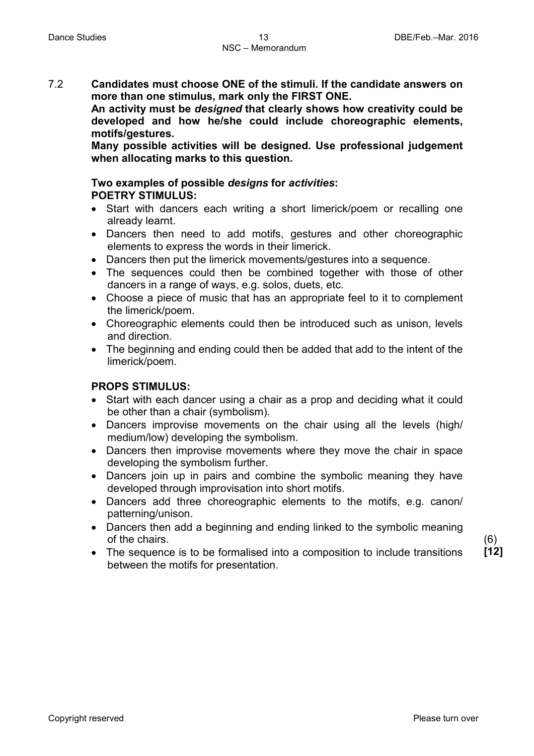7.2 **Candidates must choose ONE of the stimuli. If the candidate answers on more than one stimulus, mark only the FIRST ONE.**
**An activity must be *designed* that clearly shows how creativity could be developed and how he/she could include choreographic elements, motifs/gestures.**
**Many possible activities will be designed. Use professional judgement when allocating marks to this question.**

**Two examples of possible *designs* for *activities*:**
**POETRY STIMULUS:**

- Start with dancers each writing a short limerick/poem or recalling one already learnt.
- Dancers then need to add motifs, gestures and other choreographic elements to express the words in their limerick.
- Dancers then put the limerick movements/gestures into a sequence.
- The sequences could then be combined together with those of other dancers in a range of ways, e.g. solos, duets, etc.
- Choose a piece of music that has an appropriate feel to it to complement the limerick/poem.
- Choreographic elements could then be introduced such as unison, levels and direction.
- The beginning and ending could then be added that add to the intent of the limerick/poem.

**PROPS STIMULUS:**

- Start with each dancer using a chair as a prop and deciding what it could be other than a chair (symbolism).
- Dancers improvise movements on the chair using all the levels (high/ medium/low) developing the symbolism.
- Dancers then improvise movements where they move the chair in space developing the symbolism further.
- Dancers join up in pairs and combine the symbolic meaning they have developed through improvisation into short motifs.
- Dancers add three choreographic elements to the motifs, e.g. canon/ patterning/unison.
- Dancers then add a beginning and ending linked to the symbolic meaning of the chairs.
- The sequence is to be formalised into a composition to include transitions between the motifs for presentation.

(6)
**[12]**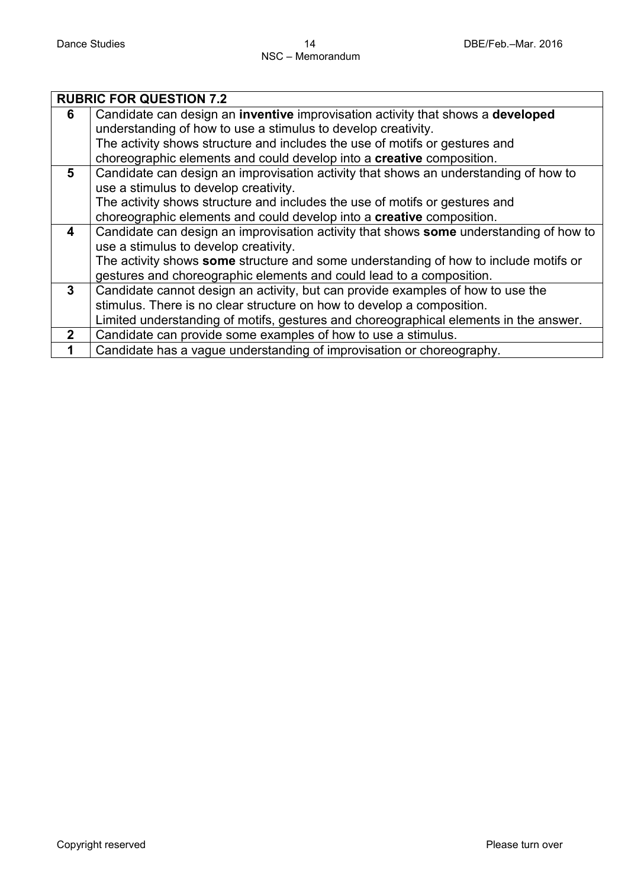| RUBRIC FOR QUESTION 7.2 | |
|---|---|
| **6** | Candidate can design an **inventive** improvisation activity that shows a **developed** understanding of how to use a stimulus to develop creativity. The activity shows structure and includes the use of motifs or gestures and choreographic elements and could develop into a **creative** composition. |
| **5** | Candidate can design an improvisation activity that shows an understanding of how to use a stimulus to develop creativity. The activity shows structure and includes the use of motifs or gestures and choreographic elements and could develop into a **creative** composition. |
| **4** | Candidate can design an improvisation activity that shows **some** understanding of how to use a stimulus to develop creativity. The activity shows **some** structure and some understanding of how to include motifs or gestures and choreographic elements and could lead to a composition. |
| **3** | Candidate cannot design an activity, but can provide examples of how to use the stimulus. There is no clear structure on how to develop a composition. Limited understanding of motifs, gestures and choreographical elements in the answer. |
| **2** | Candidate can provide some examples of how to use a stimulus. |
| **1** | Candidate has a vague understanding of improvisation or choreography. |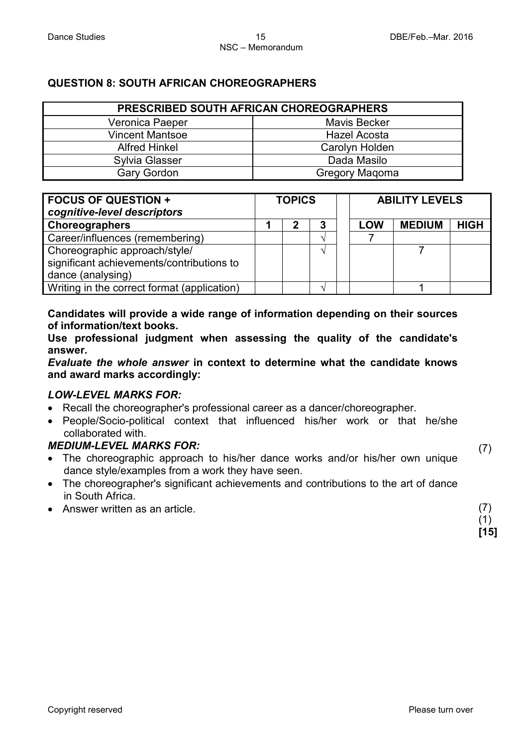## QUESTION 8: SOUTH AFRICAN CHOREOGRAPHERS

| PRESCRIBED SOUTH AFRICAN CHOREOGRAPHERS | |
|---|---|
| Veronica Paeper | Mavis Becker |
| Vincent Mantsoe | Hazel Acosta |
| Alfred Hinkel | Carolyn Holden |
| Sylvia Glasser | Dada Masilo |
| Gary Gordon | Gregory Maqoma |

| FOCUS OF QUESTION + *cognitive-level descriptors* | TOPICS | | | | ABILITY LEVELS | | |
|---|---|---|---|---|---|---|---|
| **Choreographers** | **1** | **2** | **3** | | **LOW** | **MEDIUM** | **HIGH** |
| Career/influences (remembering) | | | √ | | 7 | | |
| Choreographic approach/style/ significant achievements/contributions to dance (analysing) | | | √ | | | 7 | |
| Writing in the correct format (application) | | | √ | | | 1 | |

**Candidates will provide a wide range of information depending on their sources of information/text books.**

**Use professional judgment when assessing the quality of the candidate's answer.**

***Evaluate the whole answer* in context to determine what the candidate knows and award marks accordingly:**

***LOW-LEVEL MARKS FOR:***

- Recall the choreographer's professional career as a dancer/choreographer.
- People/Socio-political context that influenced his/her work or that he/she collaborated with. (7)

***MEDIUM-LEVEL MARKS FOR:***

- The choreographic approach to his/her dance works and/or his/her own unique dance style/examples from a work they have seen.
- The choreographer's significant achievements and contributions to the art of dance in South Africa. (7)
- Answer written as an article. (1)

**[15]**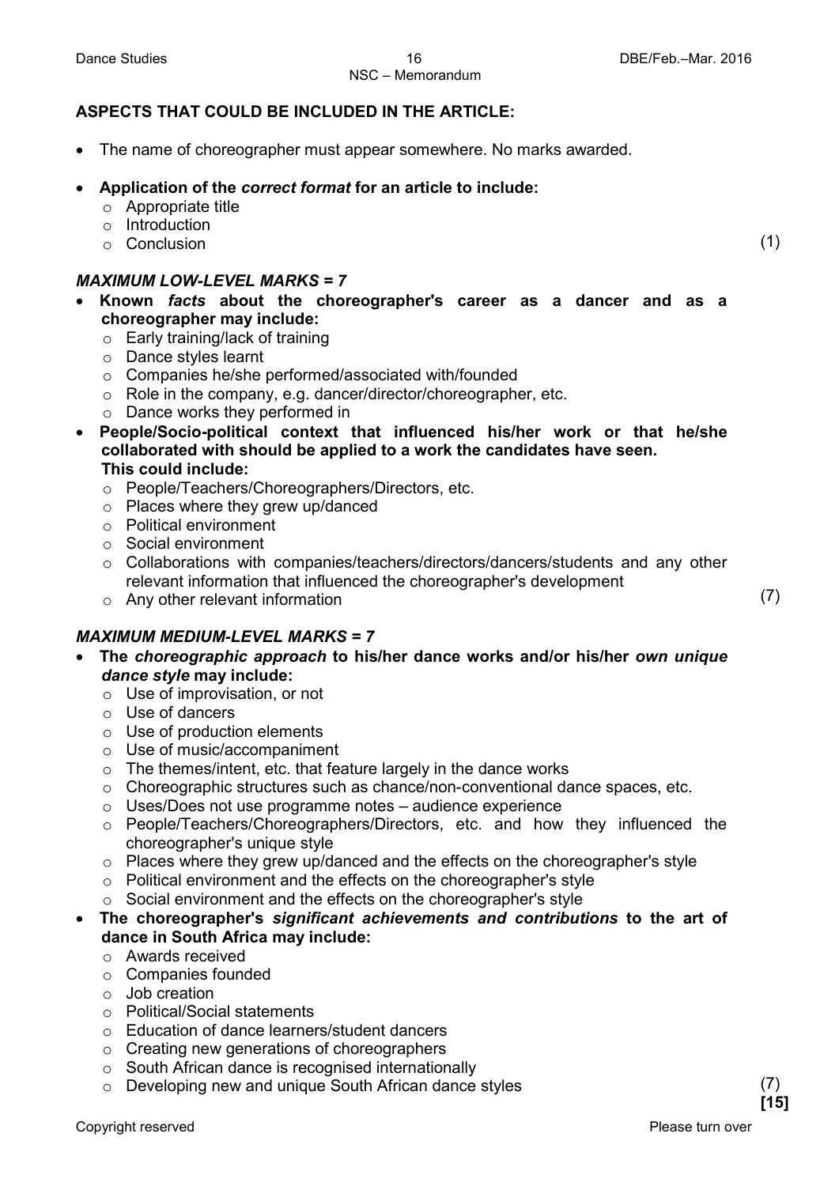**ASPECTS THAT COULD BE INCLUDED IN THE ARTICLE:**

- The name of choreographer must appear somewhere. No marks awarded.
- **Application of the *correct format* for an article to include:**
  - Appropriate title
  - Introduction
  - Conclusion (1)

***MAXIMUM LOW-LEVEL MARKS = 7***

- **Known *facts* about the choreographer's career as a dancer and as a choreographer may include:**
  - Early training/lack of training
  - Dance styles learnt
  - Companies he/she performed/associated with/founded
  - Role in the company, e.g. dancer/director/choreographer, etc.
  - Dance works they performed in
- **People/Socio-political context that influenced his/her work or that he/she collaborated with should be applied to a work the candidates have seen. This could include:**
  - People/Teachers/Choreographers/Directors, etc.
  - Places where they grew up/danced
  - Political environment
  - Social environment
  - Collaborations with companies/teachers/directors/dancers/students and any other relevant information that influenced the choreographer's development
  - Any other relevant information (7)

***MAXIMUM MEDIUM-LEVEL MARKS = 7***

- **The *choreographic approach* to his/her dance works and/or his/her *own unique dance style* may include:**
  - Use of improvisation, or not
  - Use of dancers
  - Use of production elements
  - Use of music/accompaniment
  - The themes/intent, etc. that feature largely in the dance works
  - Choreographic structures such as chance/non-conventional dance spaces, etc.
  - Uses/Does not use programme notes – audience experience
  - People/Teachers/Choreographers/Directors, etc. and how they influenced the choreographer's unique style
  - Places where they grew up/danced and the effects on the choreographer's style
  - Political environment and the effects on the choreographer's style
  - Social environment and the effects on the choreographer's style
- **The choreographer's *significant achievements and contributions* to the art of dance in South Africa may include:**
  - Awards received
  - Companies founded
  - Job creation
  - Political/Social statements
  - Education of dance learners/student dancers
  - Creating new generations of choreographers
  - South African dance is recognised internationally
  - Developing new and unique South African dance styles (7)

**[15]**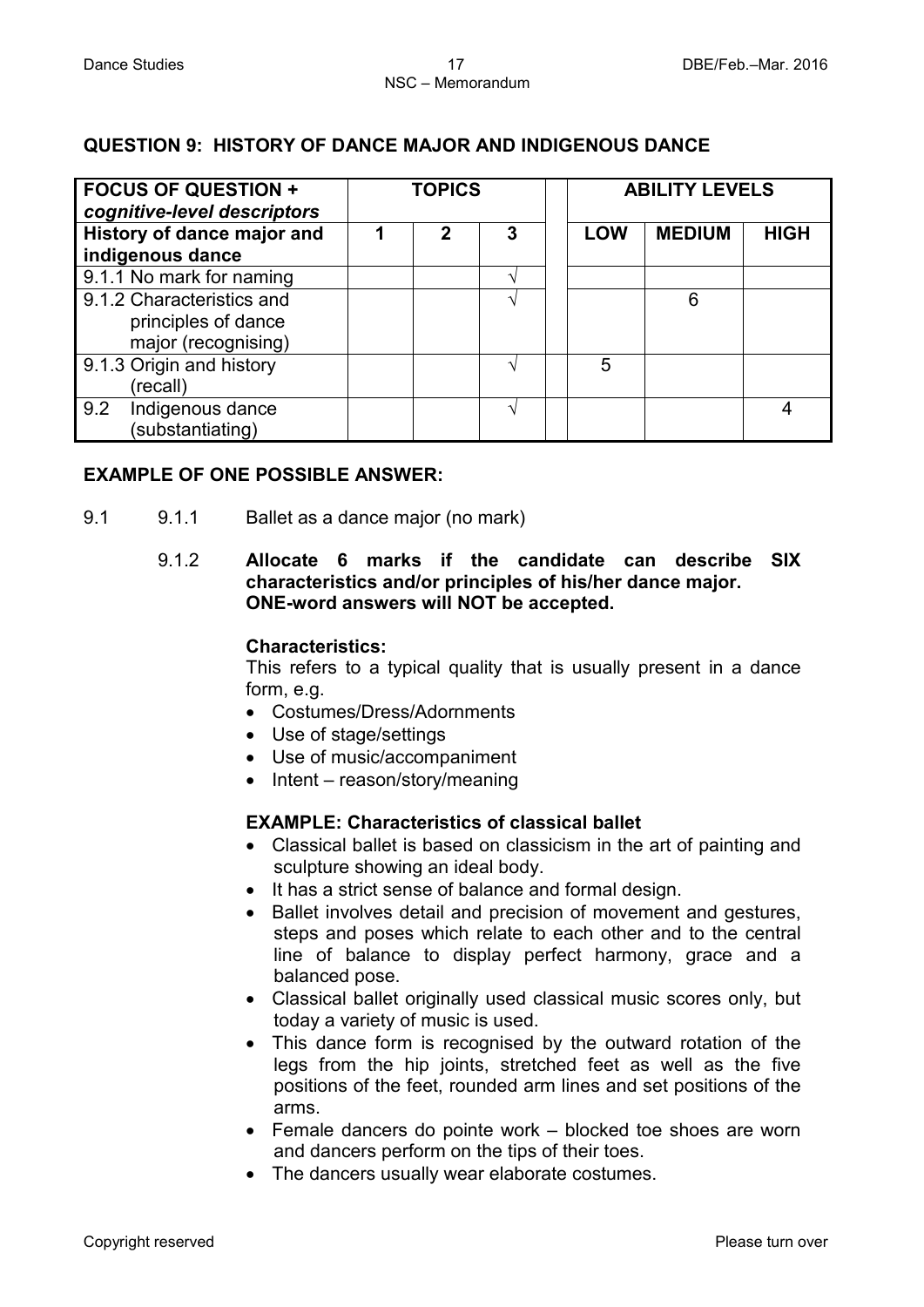## QUESTION 9: HISTORY OF DANCE MAJOR AND INDIGENOUS DANCE

| FOCUS OF QUESTION + *cognitive-level descriptors* | TOPICS | | | | ABILITY LEVELS | | |
|---|---|---|---|---|---|---|---|
| **History of dance major and indigenous dance** | **1** | **2** | **3** | | **LOW** | **MEDIUM** | **HIGH** |
| 9.1.1 No mark for naming | | | √ | | | | |
| 9.1.2 Characteristics and principles of dance major (recognising) | | | √ | | | 6 | |
| 9.1.3 Origin and history (recall) | | | √ | | 5 | | |
| 9.2 Indigenous dance (substantiating) | | | √ | | | | 4 |

### EXAMPLE OF ONE POSSIBLE ANSWER:

9.1 9.1.1 Ballet as a dance major (no mark)

9.1.2 **Allocate 6 marks if the candidate can describe SIX characteristics and/or principles of his/her dance major. ONE-word answers will NOT be accepted.**

**Characteristics:**

This refers to a typical quality that is usually present in a dance form, e.g.

- Costumes/Dress/Adornments
- Use of stage/settings
- Use of music/accompaniment
- Intent – reason/story/meaning

**EXAMPLE: Characteristics of classical ballet**

- Classical ballet is based on classicism in the art of painting and sculpture showing an ideal body.
- It has a strict sense of balance and formal design.
- Ballet involves detail and precision of movement and gestures, steps and poses which relate to each other and to the central line of balance to display perfect harmony, grace and a balanced pose.
- Classical ballet originally used classical music scores only, but today a variety of music is used.
- This dance form is recognised by the outward rotation of the legs from the hip joints, stretched feet as well as the five positions of the feet, rounded arm lines and set positions of the arms.
- Female dancers do pointe work – blocked toe shoes are worn and dancers perform on the tips of their toes.
- The dancers usually wear elaborate costumes.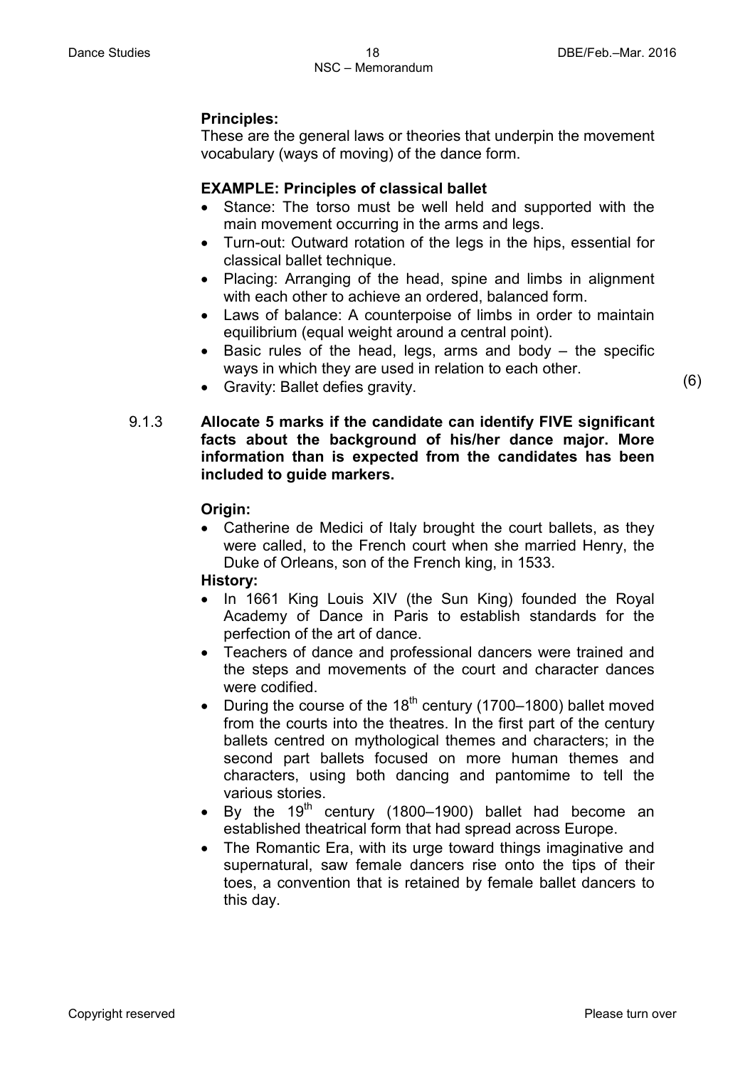**Principles:**
These are the general laws or theories that underpin the movement vocabulary (ways of moving) of the dance form.

**EXAMPLE: Principles of classical ballet**

- Stance: The torso must be well held and supported with the main movement occurring in the arms and legs.
- Turn-out: Outward rotation of the legs in the hips, essential for classical ballet technique.
- Placing: Arranging of the head, spine and limbs in alignment with each other to achieve an ordered, balanced form.
- Laws of balance: A counterpoise of limbs in order to maintain equilibrium (equal weight around a central point).
- Basic rules of the head, legs, arms and body – the specific ways in which they are used in relation to each other.
- Gravity: Ballet defies gravity.

(6)

9.1.3 **Allocate 5 marks if the candidate can identify FIVE significant facts about the background of his/her dance major. More information than is expected from the candidates has been included to guide markers.**

**Origin:**

- Catherine de Medici of Italy brought the court ballets, as they were called, to the French court when she married Henry, the Duke of Orleans, son of the French king, in 1533.

**History:**

- In 1661 King Louis XIV (the Sun King) founded the Royal Academy of Dance in Paris to establish standards for the perfection of the art of dance.
- Teachers of dance and professional dancers were trained and the steps and movements of the court and character dances were codified.
- During the course of the 18th century (1700–1800) ballet moved from the courts into the theatres. In the first part of the century ballets centred on mythological themes and characters; in the second part ballets focused on more human themes and characters, using both dancing and pantomime to tell the various stories.
- By the 19th century (1800–1900) ballet had become an established theatrical form that had spread across Europe.
- The Romantic Era, with its urge toward things imaginative and supernatural, saw female dancers rise onto the tips of their toes, a convention that is retained by female ballet dancers to this day.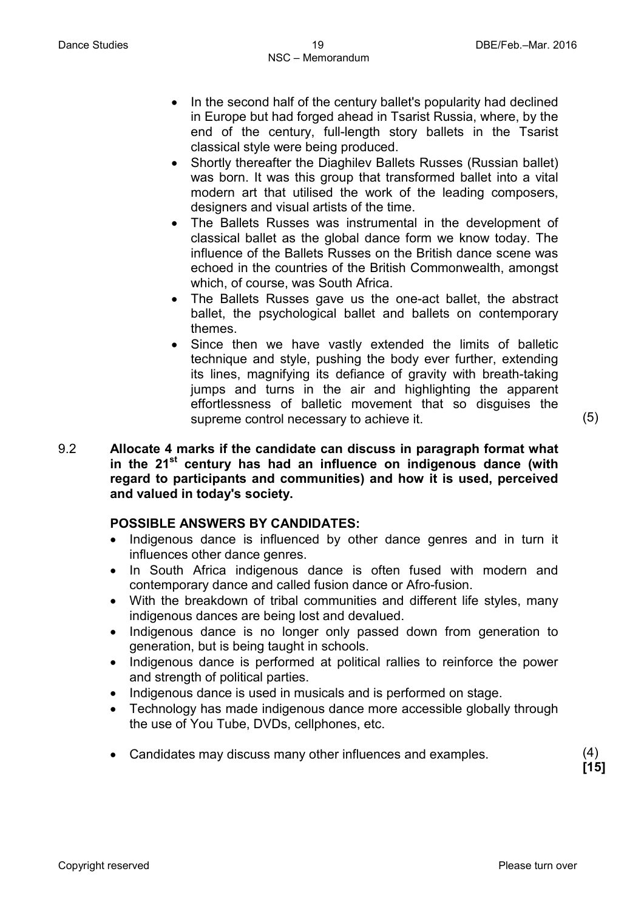- In the second half of the century ballet's popularity had declined in Europe but had forged ahead in Tsarist Russia, where, by the end of the century, full-length story ballets in the Tsarist classical style were being produced.
- Shortly thereafter the Diaghilev Ballets Russes (Russian ballet) was born. It was this group that transformed ballet into a vital modern art that utilised the work of the leading composers, designers and visual artists of the time.
- The Ballets Russes was instrumental in the development of classical ballet as the global dance form we know today. The influence of the Ballets Russes on the British dance scene was echoed in the countries of the British Commonwealth, amongst which, of course, was South Africa.
- The Ballets Russes gave us the one-act ballet, the abstract ballet, the psychological ballet and ballets on contemporary themes.
- Since then we have vastly extended the limits of balletic technique and style, pushing the body ever further, extending its lines, magnifying its defiance of gravity with breath-taking jumps and turns in the air and highlighting the apparent effortlessness of balletic movement that so disguises the supreme control necessary to achieve it. (5)

9.2 **Allocate 4 marks if the candidate can discuss in paragraph format what in the 21st century has had an influence on indigenous dance (with regard to participants and communities) and how it is used, perceived and valued in today's society.**

**POSSIBLE ANSWERS BY CANDIDATES:**

- Indigenous dance is influenced by other dance genres and in turn it influences other dance genres.
- In South Africa indigenous dance is often fused with modern and contemporary dance and called fusion dance or Afro-fusion.
- With the breakdown of tribal communities and different life styles, many indigenous dances are being lost and devalued.
- Indigenous dance is no longer only passed down from generation to generation, but is being taught in schools.
- Indigenous dance is performed at political rallies to reinforce the power and strength of political parties.
- Indigenous dance is used in musicals and is performed on stage.
- Technology has made indigenous dance more accessible globally through the use of You Tube, DVDs, cellphones, etc.

- Candidates may discuss many other influences and examples. (4)

**[15]**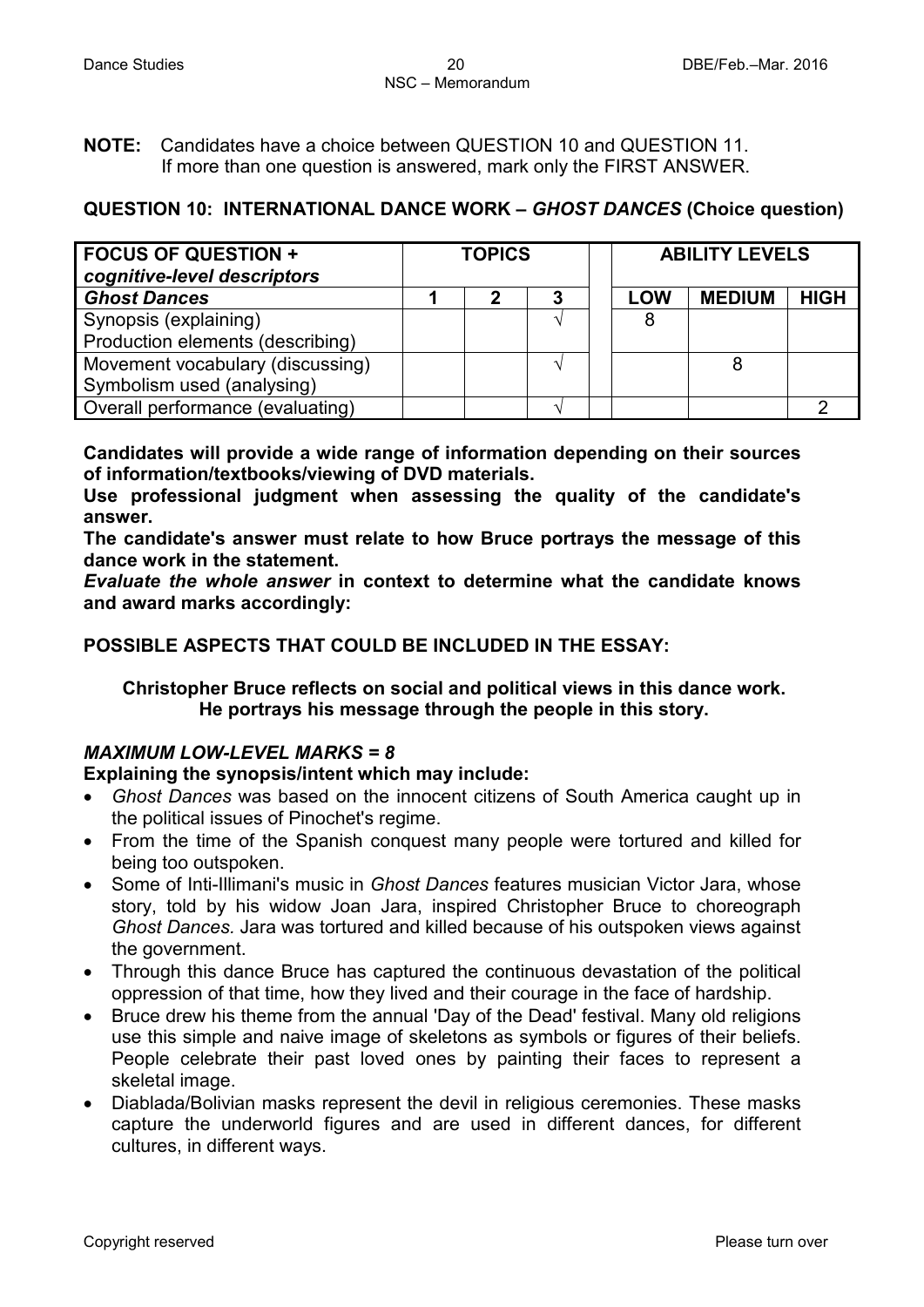**NOTE:** Candidates have a choice between QUESTION 10 and QUESTION 11. If more than one question is answered, mark only the FIRST ANSWER.

## QUESTION 10: INTERNATIONAL DANCE WORK – *GHOST DANCES* (Choice question)

| FOCUS OF QUESTION + *cognitive-level descriptors* | TOPICS | | | | ABILITY LEVELS | | |
|---|---|---|---|---|---|---|---|
| ***Ghost Dances*** | **1** | **2** | **3** | | **LOW** | **MEDIUM** | **HIGH** |
| Synopsis (explaining) Production elements (describing) | | | √ | | 8 | | |
| Movement vocabulary (discussing) Symbolism used (analysing) | | | √ | | | 8 | |
| Overall performance (evaluating) | | | √ | | | | 2 |

**Candidates will provide a wide range of information depending on their sources of information/textbooks/viewing of DVD materials.**
**Use professional judgment when assessing the quality of the candidate's answer.**
**The candidate's answer must relate to how Bruce portrays the message of this dance work in the statement.**
***Evaluate the whole answer*** **in context to determine what the candidate knows and award marks accordingly:**

**POSSIBLE ASPECTS THAT COULD BE INCLUDED IN THE ESSAY:**

**Christopher Bruce reflects on social and political views in this dance work. He portrays his message through the people in this story.**

***MAXIMUM LOW-LEVEL MARKS = 8***

**Explaining the synopsis/intent which may include:**

- *Ghost Dances* was based on the innocent citizens of South America caught up in the political issues of Pinochet's regime.
- From the time of the Spanish conquest many people were tortured and killed for being too outspoken.
- Some of Inti-Illimani's music in *Ghost Dances* features musician Victor Jara, whose story, told by his widow Joan Jara, inspired Christopher Bruce to choreograph *Ghost Dances.* Jara was tortured and killed because of his outspoken views against the government.
- Through this dance Bruce has captured the continuous devastation of the political oppression of that time, how they lived and their courage in the face of hardship.
- Bruce drew his theme from the annual 'Day of the Dead' festival. Many old religions use this simple and naive image of skeletons as symbols or figures of their beliefs. People celebrate their past loved ones by painting their faces to represent a skeletal image.
- Diablada/Bolivian masks represent the devil in religious ceremonies. These masks capture the underworld figures and are used in different dances, for different cultures, in different ways.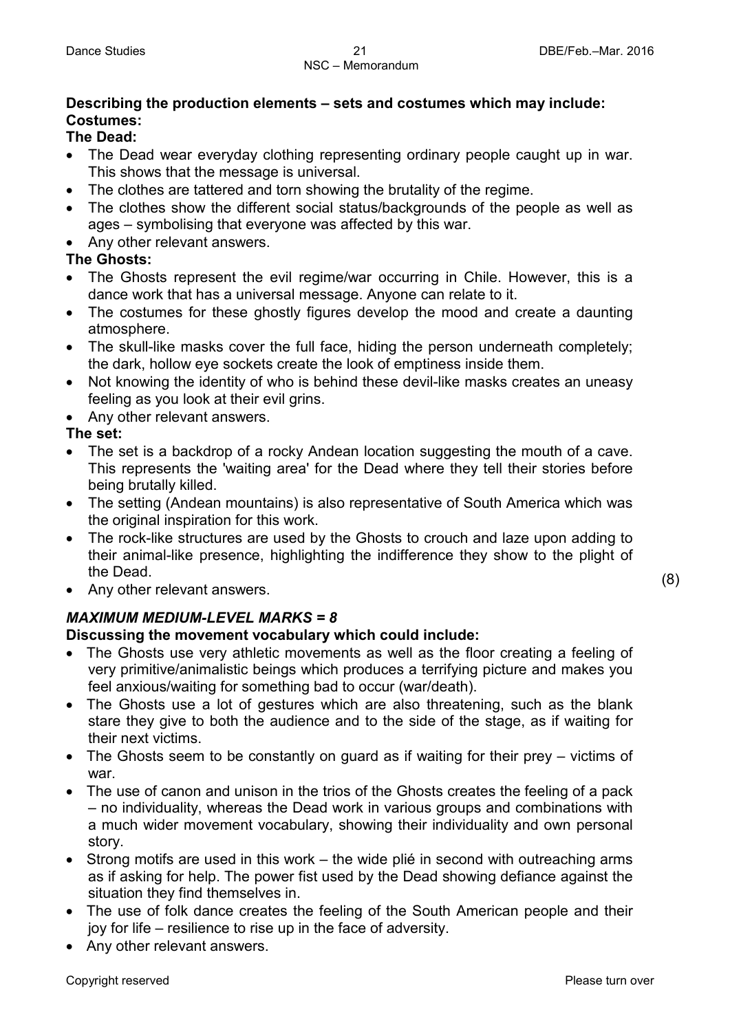**Describing the production elements – sets and costumes which may include:**
**Costumes:**

**The Dead:**

- The Dead wear everyday clothing representing ordinary people caught up in war. This shows that the message is universal.
- The clothes are tattered and torn showing the brutality of the regime.
- The clothes show the different social status/backgrounds of the people as well as ages – symbolising that everyone was affected by this war.
- Any other relevant answers.

**The Ghosts:**

- The Ghosts represent the evil regime/war occurring in Chile. However, this is a dance work that has a universal message. Anyone can relate to it.
- The costumes for these ghostly figures develop the mood and create a daunting atmosphere.
- The skull-like masks cover the full face, hiding the person underneath completely; the dark, hollow eye sockets create the look of emptiness inside them.
- Not knowing the identity of who is behind these devil-like masks creates an uneasy feeling as you look at their evil grins.
- Any other relevant answers.

**The set:**

- The set is a backdrop of a rocky Andean location suggesting the mouth of a cave. This represents the 'waiting area' for the Dead where they tell their stories before being brutally killed.
- The setting (Andean mountains) is also representative of South America which was the original inspiration for this work.
- The rock-like structures are used by the Ghosts to crouch and laze upon adding to their animal-like presence, highlighting the indifference they show to the plight of the Dead.
- Any other relevant answers.

(8)

***MAXIMUM MEDIUM-LEVEL MARKS = 8***

**Discussing the movement vocabulary which could include:**

- The Ghosts use very athletic movements as well as the floor creating a feeling of very primitive/animalistic beings which produces a terrifying picture and makes you feel anxious/waiting for something bad to occur (war/death).
- The Ghosts use a lot of gestures which are also threatening, such as the blank stare they give to both the audience and to the side of the stage, as if waiting for their next victims.
- The Ghosts seem to be constantly on guard as if waiting for their prey – victims of war.
- The use of canon and unison in the trios of the Ghosts creates the feeling of a pack – no individuality, whereas the Dead work in various groups and combinations with a much wider movement vocabulary, showing their individuality and own personal story.
- Strong motifs are used in this work – the wide plié in second with outreaching arms as if asking for help. The power fist used by the Dead showing defiance against the situation they find themselves in.
- The use of folk dance creates the feeling of the South American people and their joy for life – resilience to rise up in the face of adversity.
- Any other relevant answers.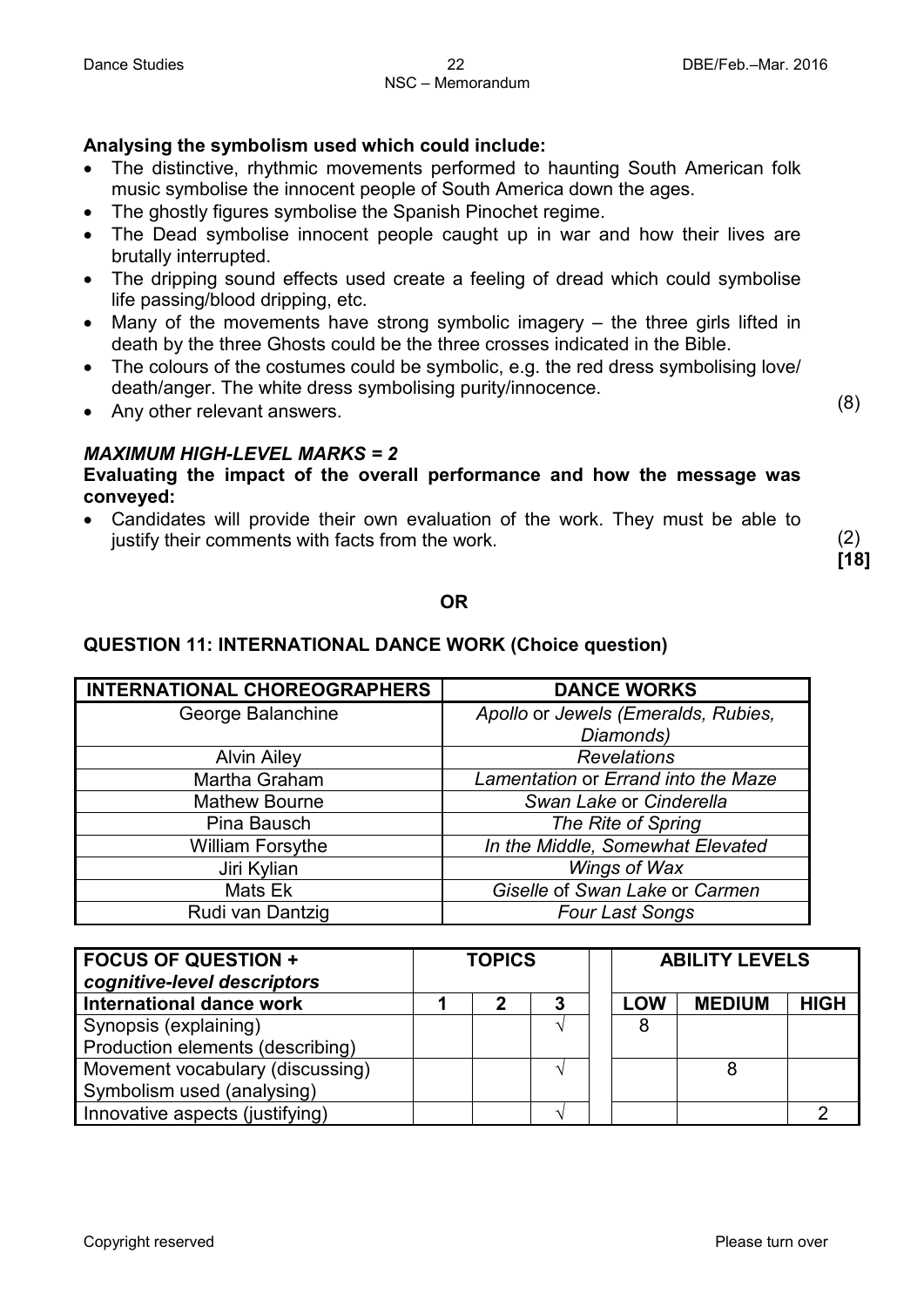**Analysing the symbolism used which could include:**

- The distinctive, rhythmic movements performed to haunting South American folk music symbolise the innocent people of South America down the ages.
- The ghostly figures symbolise the Spanish Pinochet regime.
- The Dead symbolise innocent people caught up in war and how their lives are brutally interrupted.
- The dripping sound effects used create a feeling of dread which could symbolise life passing/blood dripping, etc.
- Many of the movements have strong symbolic imagery – the three girls lifted in death by the three Ghosts could be the three crosses indicated in the Bible.
- The colours of the costumes could be symbolic, e.g. the red dress symbolising love/ death/anger. The white dress symbolising purity/innocence.
- Any other relevant answers. (8)

***MAXIMUM HIGH-LEVEL MARKS = 2***

**Evaluating the impact of the overall performance and how the message was conveyed:**

- Candidates will provide their own evaluation of the work. They must be able to justify their comments with facts from the work. (2)

**[18]**

**OR**

## QUESTION 11: INTERNATIONAL DANCE WORK (Choice question)

| INTERNATIONAL CHOREOGRAPHERS | DANCE WORKS |
|---|---|
| George Balanchine | *Apollo* or *Jewels (Emeralds, Rubies, Diamonds)* |
| Alvin Ailey | *Revelations* |
| Martha Graham | *Lamentation* or *Errand into the Maze* |
| Mathew Bourne | *Swan Lake* or *Cinderella* |
| Pina Bausch | *The Rite of Spring* |
| William Forsythe | *In the Middle, Somewhat Elevated* |
| Jiri Kylian | *Wings of Wax* |
| Mats Ek | *Giselle* of *Swan Lake* or *Carmen* |
| Rudi van Dantzig | *Four Last Songs* |

| FOCUS OF QUESTION + *cognitive-level descriptors* | TOPICS | | | | ABILITY LEVELS | | |
|---|---|---|---|---|---|---|---|
| **International dance work** | **1** | **2** | **3** | | **LOW** | **MEDIUM** | **HIGH** |
| Synopsis (explaining)<br>Production elements (describing) | | | √ | | 8 | | |
| Movement vocabulary (discussing)<br>Symbolism used (analysing) | | | √ | | | 8 | |
| Innovative aspects (justifying) | | | √ | | | | 2 |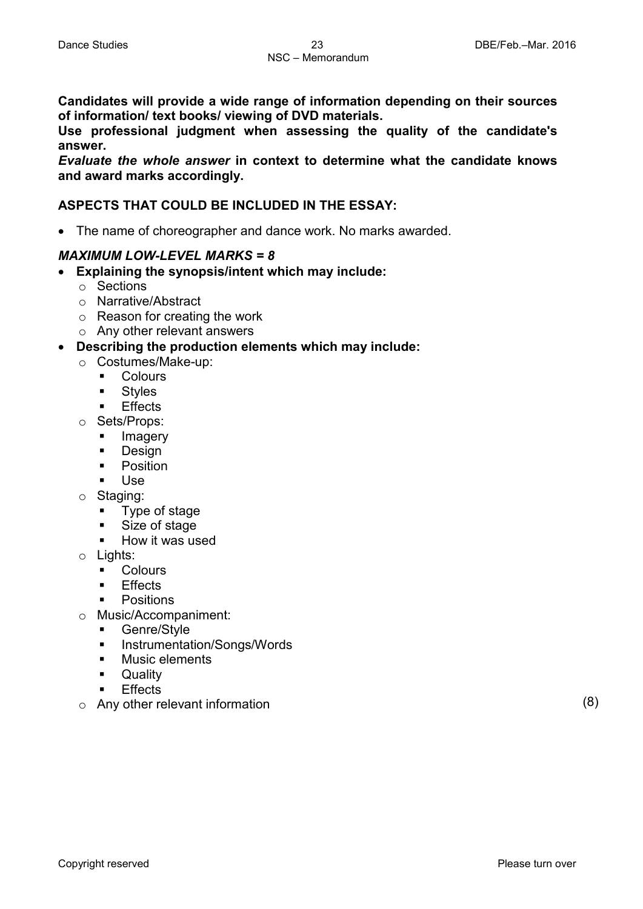**Candidates will provide a wide range of information depending on their sources of information/ text books/ viewing of DVD materials.**
**Use professional judgment when assessing the quality of the candidate's answer.**
***Evaluate the whole answer* in context to determine what the candidate knows and award marks accordingly.**

**ASPECTS THAT COULD BE INCLUDED IN THE ESSAY:**

- The name of choreographer and dance work. No marks awarded.

***MAXIMUM LOW-LEVEL MARKS = 8***

- **Explaining the synopsis/intent which may include:**
  - Sections
  - Narrative/Abstract
  - Reason for creating the work
  - Any other relevant answers
- **Describing the production elements which may include:**
  - Costumes/Make-up:
    - Colours
    - Styles
    - Effects
  - Sets/Props:
    - Imagery
    - Design
    - Position
    - Use
  - Staging:
    - Type of stage
    - Size of stage
    - How it was used
  - Lights:
    - Colours
    - Effects
    - Positions
  - Music/Accompaniment:
    - Genre/Style
    - Instrumentation/Songs/Words
    - Music elements
    - Quality
    - Effects
  - Any other relevant information (8)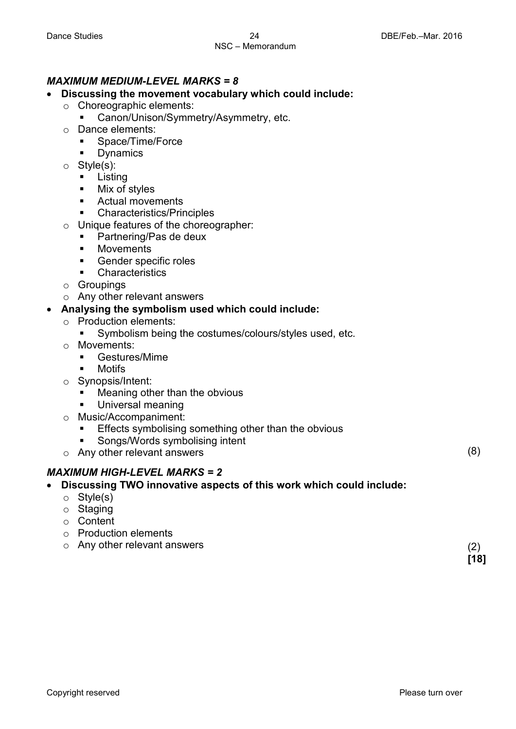***MAXIMUM MEDIUM-LEVEL MARKS = 8***

- **Discussing the movement vocabulary which could include:**
  - Choreographic elements:
    - Canon/Unison/Symmetry/Asymmetry, etc.
  - Dance elements:
    - Space/Time/Force
    - Dynamics
  - Style(s):
    - Listing
    - Mix of styles
    - Actual movements
    - Characteristics/Principles
  - Unique features of the choreographer:
    - Partnering/Pas de deux
    - Movements
    - Gender specific roles
    - Characteristics
  - Groupings
  - Any other relevant answers
- **Analysing the symbolism used which could include:**
  - Production elements:
    - Symbolism being the costumes/colours/styles used, etc.
  - Movements:
    - Gestures/Mime
    - Motifs
  - Synopsis/Intent:
    - Meaning other than the obvious
    - Universal meaning
  - Music/Accompaniment:
    - Effects symbolising something other than the obvious
    - Songs/Words symbolising intent
  - Any other relevant answers (8)

***MAXIMUM HIGH-LEVEL MARKS = 2***

- **Discussing TWO innovative aspects of this work which could include:**
  - Style(s)
  - Staging
  - Content
  - Production elements
  - Any other relevant answers (2)

**[18]**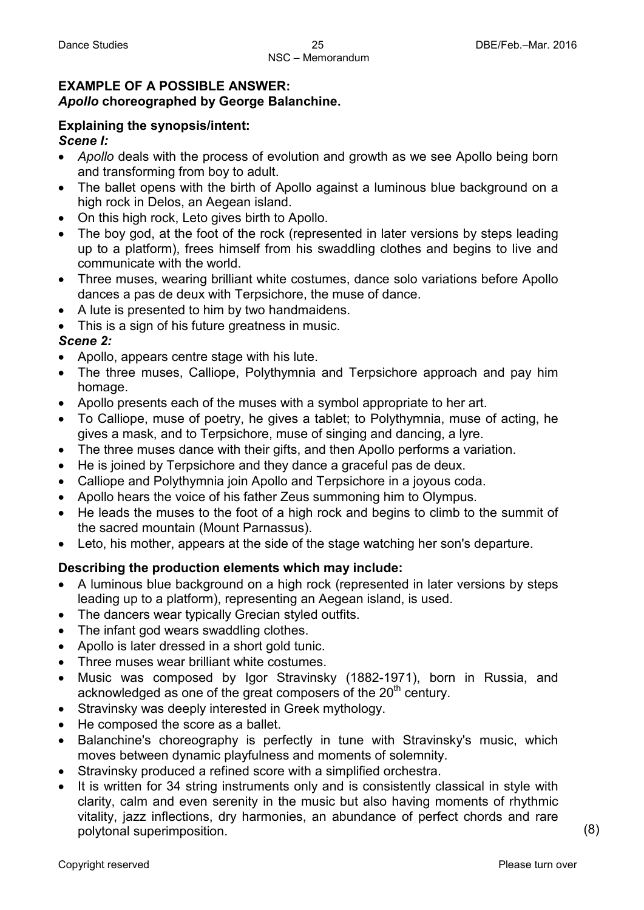**EXAMPLE OF A POSSIBLE ANSWER:**
***Apollo* choreographed by George Balanchine.**

**Explaining the synopsis/intent:**

***Scene I:***

- *Apollo* deals with the process of evolution and growth as we see Apollo being born and transforming from boy to adult.
- The ballet opens with the birth of Apollo against a luminous blue background on a high rock in Delos, an Aegean island.
- On this high rock, Leto gives birth to Apollo.
- The boy god, at the foot of the rock (represented in later versions by steps leading up to a platform), frees himself from his swaddling clothes and begins to live and communicate with the world.
- Three muses, wearing brilliant white costumes, dance solo variations before Apollo dances a pas de deux with Terpsichore, the muse of dance.
- A lute is presented to him by two handmaidens.
- This is a sign of his future greatness in music.

***Scene 2:***

- Apollo, appears centre stage with his lute.
- The three muses, Calliope, Polythymnia and Terpsichore approach and pay him homage.
- Apollo presents each of the muses with a symbol appropriate to her art.
- To Calliope, muse of poetry, he gives a tablet; to Polythymnia, muse of acting, he gives a mask, and to Terpsichore, muse of singing and dancing, a lyre.
- The three muses dance with their gifts, and then Apollo performs a variation.
- He is joined by Terpsichore and they dance a graceful pas de deux.
- Calliope and Polythymnia join Apollo and Terpsichore in a joyous coda.
- Apollo hears the voice of his father Zeus summoning him to Olympus.
- He leads the muses to the foot of a high rock and begins to climb to the summit of the sacred mountain (Mount Parnassus).
- Leto, his mother, appears at the side of the stage watching her son's departure.

**Describing the production elements which may include:**

- A luminous blue background on a high rock (represented in later versions by steps leading up to a platform), representing an Aegean island, is used.
- The dancers wear typically Grecian styled outfits.
- The infant god wears swaddling clothes.
- Apollo is later dressed in a short gold tunic.
- Three muses wear brilliant white costumes.
- Music was composed by Igor Stravinsky (1882-1971), born in Russia, and acknowledged as one of the great composers of the 20th century.
- Stravinsky was deeply interested in Greek mythology.
- He composed the score as a ballet.
- Balanchine's choreography is perfectly in tune with Stravinsky's music, which moves between dynamic playfulness and moments of solemnity.
- Stravinsky produced a refined score with a simplified orchestra.
- It is written for 34 string instruments only and is consistently classical in style with clarity, calm and even serenity in the music but also having moments of rhythmic vitality, jazz inflections, dry harmonies, an abundance of perfect chords and rare polytonal superimposition.

(8)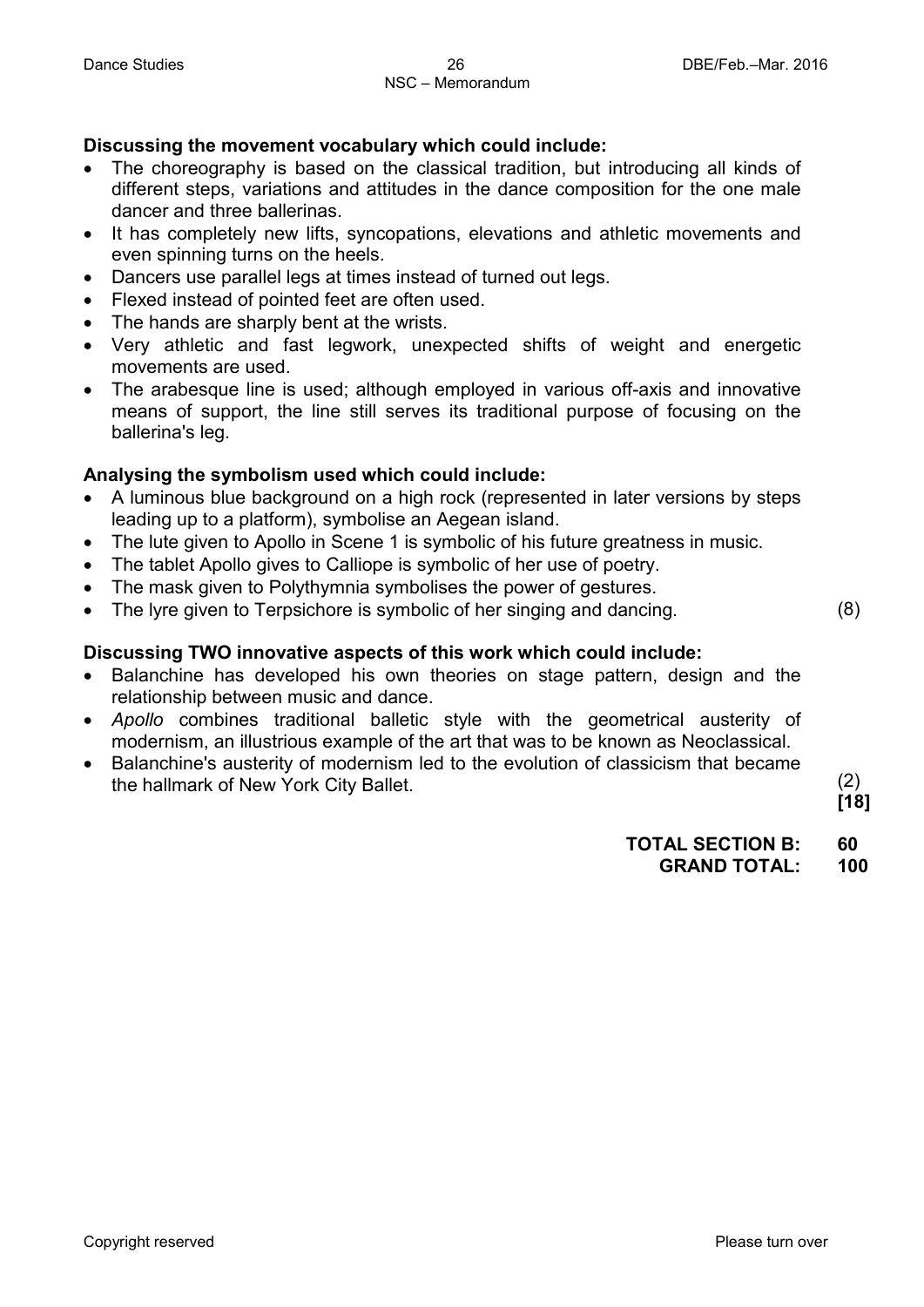**Discussing the movement vocabulary which could include:**

- The choreography is based on the classical tradition, but introducing all kinds of different steps, variations and attitudes in the dance composition for the one male dancer and three ballerinas.
- It has completely new lifts, syncopations, elevations and athletic movements and even spinning turns on the heels.
- Dancers use parallel legs at times instead of turned out legs.
- Flexed instead of pointed feet are often used.
- The hands are sharply bent at the wrists.
- Very athletic and fast legwork, unexpected shifts of weight and energetic movements are used.
- The arabesque line is used; although employed in various off-axis and innovative means of support, the line still serves its traditional purpose of focusing on the ballerina's leg.

**Analysing the symbolism used which could include:**

- A luminous blue background on a high rock (represented in later versions by steps leading up to a platform), symbolise an Aegean island.
- The lute given to Apollo in Scene 1 is symbolic of his future greatness in music.
- The tablet Apollo gives to Calliope is symbolic of her use of poetry.
- The mask given to Polythymnia symbolises the power of gestures.
- The lyre given to Terpsichore is symbolic of her singing and dancing. (8)

**Discussing TWO innovative aspects of this work which could include:**

- Balanchine has developed his own theories on stage pattern, design and the relationship between music and dance.
- *Apollo* combines traditional balletic style with the geometrical austerity of modernism, an illustrious example of the art that was to be known as Neoclassical.
- Balanchine's austerity of modernism led to the evolution of classicism that became the hallmark of New York City Ballet. (2)

**[18]**

**TOTAL SECTION B: 60**

**GRAND TOTAL: 100**